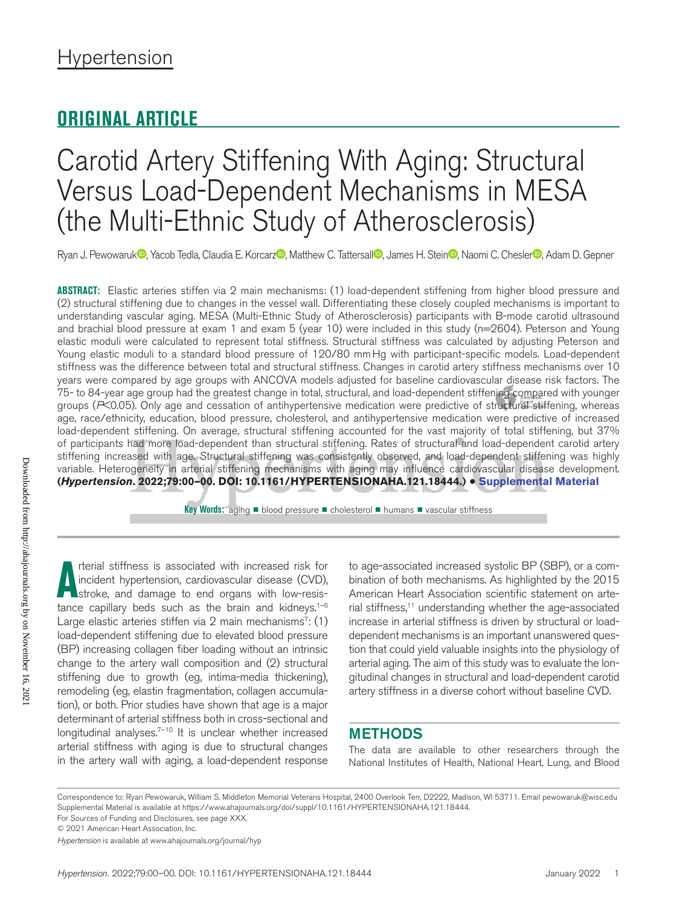# ORIGINAL ARTICLE

# Carotid Artery Stiffening With Aging: Structural Versus Load-Dependent Mechanisms in MESA (the Multi-Ethnic Study of Atherosclerosis)

Ryan J. Pewowaruk, Yacob Tedla, Claudia E. Korcarz, Matthew C. Tattersall, James H. Stein, Naomi C. Chesler, Adam D. Gepner

**ABSTRACT:** Elastic arteries stiffen via 2 main mechanisms: (1) load-dependent stiffening from higher blood pressure and (2) structural stiffening due to changes in the vessel wall. Differentiating these closely coupled mechanisms is important to understanding vascular aging. MESA (Multi-Ethnic Study of Atherosclerosis) participants with B-mode carotid ultrasound and brachial blood pressure at exam 1 and exam 5 (year 10) were included in this study (n=2604). Peterson and Young elastic moduli were calculated to represent total stiffness. Structural stiffness was calculated by adjusting Peterson and Young elastic moduli to a standard blood pressure of 120/80 mm Hg with participant-specific models. Load-dependent stiffness was the difference between total and structural stiffness. Changes in carotid artery stiffness mechanisms over 10 years were compared by age groups with ANCOVA models adjusted for baseline cardiovascular disease risk factors. The 75- to 84-year age group had the greatest change in total, structural, and load-dependent stiffening compared with younger groups ($P<0.05$). Only age and cessation of antihypertensive medication were predictive of structural stiffening, whereas age, race/ethnicity, education, blood pressure, cholesterol, and antihypertensive medication were predictive of increased load-dependent stiffening. On average, structural stiffening accounted for the vast majority of total stiffening, but 37% of participants had more load-dependent than structural stiffening. Rates of structural and load-dependent carotid artery stiffening increased with age. Structural stiffening was consistently observed, and load-dependent stiffening was highly variable. Heterogeneity in arterial stiffening mechanisms with aging may influence cardiovascular disease development. **(*Hypertension*. 2022;79:00–00. DOI: 10.1161/HYPERTENSIONAHA.121.18444.) • Supplemental Material**

**Key Words:** aging ■ blood pressure ■ cholesterol ■ humans ■ vascular stiffness

Arterial stiffness is associated with increased risk for incident hypertension, cardiovascular disease (CVD), stroke, and damage to end organs with low-resistance capillary beds such as the brain and kidneys.[1–6] Large elastic arteries stiffen via 2 main mechanisms[7]: (1) load-dependent stiffening due to elevated blood pressure (BP) increasing collagen fiber loading without an intrinsic change to the artery wall composition and (2) structural stiffening due to growth (eg, intima-media thickening), remodeling (eg, elastin fragmentation, collagen accumulation), or both. Prior studies have shown that age is a major determinant of arterial stiffness both in cross-sectional and longitudinal analyses.[7–10] It is unclear whether increased arterial stiffness with aging is due to structural changes in the artery wall with aging, a load-dependent response to age-associated increased systolic BP (SBP), or a combination of both mechanisms. As highlighted by the 2015 American Heart Association scientific statement on arterial stiffness,[11] understanding whether the age-associated increase in arterial stiffness is driven by structural or load-dependent mechanisms is an important unanswered question that could yield valuable insights into the physiology of arterial aging. The aim of this study was to evaluate the longitudinal changes in structural and load-dependent carotid artery stiffness in a diverse cohort without baseline CVD.

## METHODS

The data are available to other researchers through the National Institutes of Health, National Heart, Lung, and Blood

Correspondence to: Ryan Pewowaruk, William S. Middleton Memorial Veterans Hospital, 2400 Overlook Terr, D2222, Madison, WI 53711. Email pewowaruk@wisc.edu
Supplemental Material is available at https://www.ahajournals.org/doi/suppl/10.1161/HYPERTENSIONAHA.121.18444.
For Sources of Funding and Disclosures, see page XXX.
© 2021 American Heart Association, Inc.
*Hypertension* is available at www.ahajournals.org/journal/hyp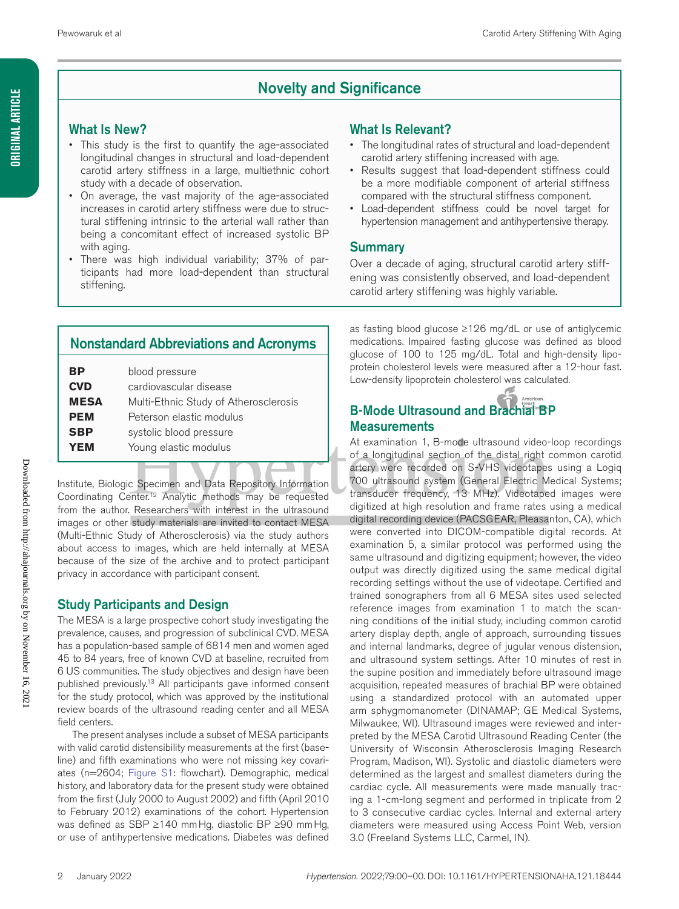## Novelty and Significance

### What Is New?

- This study is the first to quantify the age-associated longitudinal changes in structural and load-dependent carotid artery stiffness in a large, multiethnic cohort study with a decade of observation.
- On average, the vast majority of the age-associated increases in carotid artery stiffness were due to structural stiffening intrinsic to the arterial wall rather than being a concomitant effect of increased systolic BP with aging.
- There was high individual variability; 37% of participants had more load-dependent than structural stiffening.

### What Is Relevant?

- The longitudinal rates of structural and load-dependent carotid artery stiffening increased with age.
- Results suggest that load-dependent stiffness could be a more modifiable component of arterial stiffness compared with the structural stiffness component.
- Load-dependent stiffness could be novel target for hypertension management and antihypertensive therapy.

### Summary

Over a decade of aging, structural carotid artery stiffening was consistently observed, and load-dependent carotid artery stiffening was highly variable.

### Nonstandard Abbreviations and Acronyms

| | |
|---|---|
| **BP** | blood pressure |
| **CVD** | cardiovascular disease |
| **MESA** | Multi-Ethnic Study of Atherosclerosis |
| **PEM** | Peterson elastic modulus |
| **SBP** | systolic blood pressure |
| **YEM** | Young elastic modulus |

Institute, Biologic Specimen and Data Repository Information Coordinating Center.[12] Analytic methods may be requested from the author. Researchers with interest in the ultrasound images or other study materials are invited to contact MESA (Multi-Ethnic Study of Atherosclerosis) via the study authors about access to images, which are held internally at MESA because of the size of the archive and to protect participant privacy in accordance with participant consent.

## Study Participants and Design

The MESA is a large prospective cohort study investigating the prevalence, causes, and progression of subclinical CVD. MESA has a population-based sample of 6814 men and women aged 45 to 84 years, free of known CVD at baseline, recruited from 6 US communities. The study objectives and design have been published previously.[13] All participants gave informed consent for the study protocol, which was approved by the institutional review boards of the ultrasound reading center and all MESA field centers.

The present analyses include a subset of MESA participants with valid carotid distensibility measurements at the first (baseline) and fifth examinations who were not missing key covariates (n=2604; Figure S1: flowchart). Demographic, medical history, and laboratory data for the present study were obtained from the first (July 2000 to August 2002) and fifth (April 2010 to February 2012) examinations of the cohort. Hypertension was defined as SBP ≥140 mm Hg, diastolic BP ≥90 mm Hg, or use of antihypertensive medications. Diabetes was defined as fasting blood glucose ≥126 mg/dL or use of antiglycemic medications. Impaired fasting glucose was defined as blood glucose of 100 to 125 mg/dL. Total and high-density lipoprotein cholesterol levels were measured after a 12-hour fast. Low-density lipoprotein cholesterol was calculated.

## B-Mode Ultrasound and Brachial BP Measurements

At examination 1, B-mode ultrasound video-loop recordings of a longitudinal section of the distal right common carotid artery were recorded on S-VHS videotapes using a Logiq 700 ultrasound system (General Electric Medical Systems; transducer frequency, 13 MHz). Videotaped images were digitized at high resolution and frame rates using a medical digital recording device (PACSGEAR, Pleasanton, CA), which were converted into DICOM-compatible digital records. At examination 5, a similar protocol was performed using the same ultrasound and digitizing equipment; however, the video output was directly digitized using the same medical digital recording settings without the use of videotape. Certified and trained sonographers from all 6 MESA sites used selected reference images from examination 1 to match the scanning conditions of the initial study, including common carotid artery display depth, angle of approach, surrounding tissues and internal landmarks, degree of jugular venous distension, and ultrasound system settings. After 10 minutes of rest in the supine position and immediately before ultrasound image acquisition, repeated measures of brachial BP were obtained using a standardized protocol with an automated upper arm sphygmomanometer (DINAMAP; GE Medical Systems, Milwaukee, WI). Ultrasound images were reviewed and interpreted by the MESA Carotid Ultrasound Reading Center (the University of Wisconsin Atherosclerosis Imaging Research Program, Madison, WI). Systolic and diastolic diameters were determined as the largest and smallest diameters during the cardiac cycle. All measurements were made manually tracing a 1-cm-long segment and performed in triplicate from 2 to 3 consecutive cardiac cycles. Internal and external artery diameters were measured using Access Point Web, version 3.0 (Freeland Systems LLC, Carmel, IN).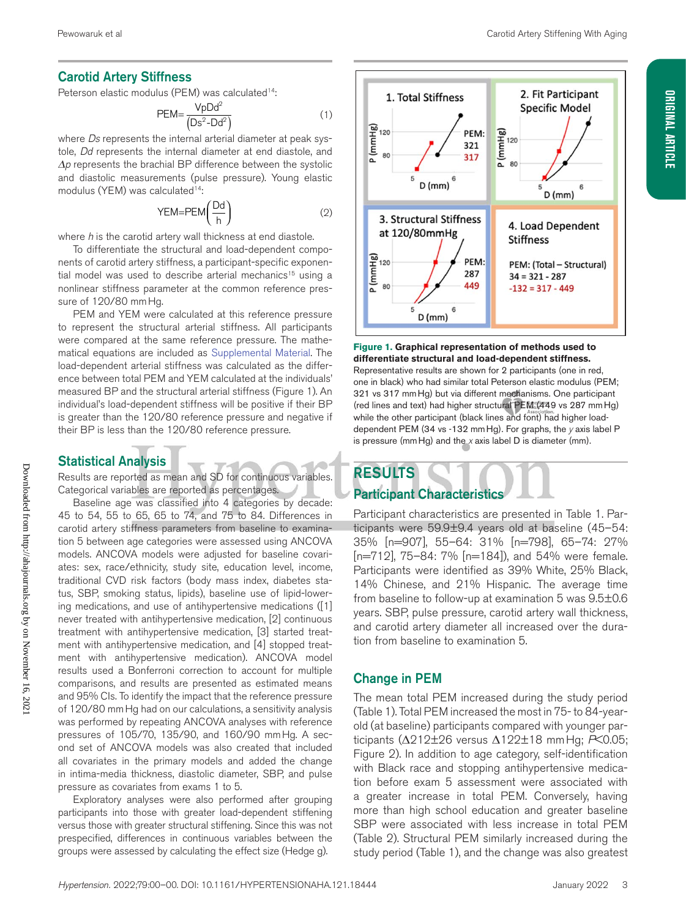## Carotid Artery Stiffness

Peterson elastic modulus (PEM) was calculated[14]:

$$\text{PEM}=\frac{\text{Vp}Dd^2}{(Ds^2-Dd^2)} \quad (1)$$

where $Ds$ represents the internal arterial diameter at peak systole, $Dd$ represents the internal diameter at end diastole, and $\Delta p$ represents the brachial BP difference between the systolic and diastolic measurements (pulse pressure). Young elastic modulus (YEM) was calculated[14]:

$$\text{YEM}=\text{PEM}\left(\frac{\text{Dd}}{\text{h}}\right) \quad (2)$$

where $h$ is the carotid artery wall thickness at end diastole.

To differentiate the structural and load-dependent components of carotid artery stiffness, a participant-specific exponential model was used to describe arterial mechanics[15] using a nonlinear stiffness parameter at the common reference pressure of 120/80 mm Hg.

PEM and YEM were calculated at this reference pressure to represent the structural arterial stiffness. All participants were compared at the same reference pressure. The mathematical equations are included as Supplemental Material. The load-dependent arterial stiffness was calculated as the difference between total PEM and YEM calculated at the individuals' measured BP and the structural arterial stiffness (Figure 1). An individual's load-dependent stiffness will be positive if their BP is greater than the 120/80 reference pressure and negative if their BP is less than the 120/80 reference pressure.

## Statistical Analysis

Results are reported as mean and SD for continuous variables. Categorical variables are reported as percentages.

Baseline age was classified into 4 categories by decade: 45 to 54, 55 to 65, 65 to 74, and 75 to 84. Differences in carotid artery stiffness parameters from baseline to examination 5 between age categories were assessed using ANCOVA models. ANCOVA models were adjusted for baseline covariates: sex, race/ethnicity, study site, education level, income, traditional CVD risk factors (body mass index, diabetes status, SBP, smoking status, lipids), baseline use of lipid-lowering medications, and use of antihypertensive medications ([1] never treated with antihypertensive medication, [2] continuous treatment with antihypertensive medication, [3] started treatment with antihypertensive medication, and [4] stopped treatment with antihypertensive medication). ANCOVA model results used a Bonferroni correction to account for multiple comparisons, and results are presented as estimated means and 95% CIs. To identify the impact that the reference pressure of 120/80 mm Hg had on our calculations, a sensitivity analysis was performed by repeating ANCOVA analyses with reference pressures of 105/70, 135/90, and 160/90 mm Hg. A second set of ANCOVA models was also created that included all covariates in the primary models and added the change in intima-media thickness, diastolic diameter, SBP, and pulse pressure as covariates from exams 1 to 5.

Exploratory analyses were also performed after grouping participants into those with greater load-dependent stiffening versus those with greater structural stiffening. Since this was not prespecified, differences in continuous variables between the groups were assessed by calculating the effect size (Hedge g).

**Figure 1. Graphical representation of methods used to differentiate structural and load-dependent stiffness.** Representative results are shown for 2 participants (one in red, one in black) who had similar total Peterson elastic modulus (PEM; 321 vs 317 mm Hg) but via different mechanisms. One participant (red lines and text) had higher structural PEM (449 vs 287 mm Hg) while the other participant (black lines and font) had higher load-dependent PEM (34 vs -132 mm Hg). For graphs, the *y* axis label P is pressure (mm Hg) and the *x* axis label D is diameter (mm).

# RESULTS

## Participant Characteristics

Participant characteristics are presented in Table 1. Participants were 59.9±9.4 years old at baseline (45–54: 35% [n=907], 55–64: 31% [n=798], 65–74: 27% [n=712], 75–84: 7% [n=184]), and 54% were female. Participants were identified as 39% White, 25% Black, 14% Chinese, and 21% Hispanic. The average time from baseline to follow-up at examination 5 was 9.5±0.6 years. SBP, pulse pressure, carotid artery wall thickness, and carotid artery diameter all increased over the duration from baseline to examination 5.

## Change in PEM

The mean total PEM increased during the study period (Table 1). Total PEM increased the most in 75- to 84-year-old (at baseline) participants compared with younger participants ($\Delta$212±26 versus $\Delta$122±18 mm Hg; $P<0.05$; Figure 2). In addition to age category, self-identification with Black race and stopping antihypertensive medication before exam 5 assessment were associated with a greater increase in total PEM. Conversely, having more than high school education and greater baseline SBP were associated with less increase in total PEM (Table 2). Structural PEM similarly increased during the study period (Table 1), and the change was also greatest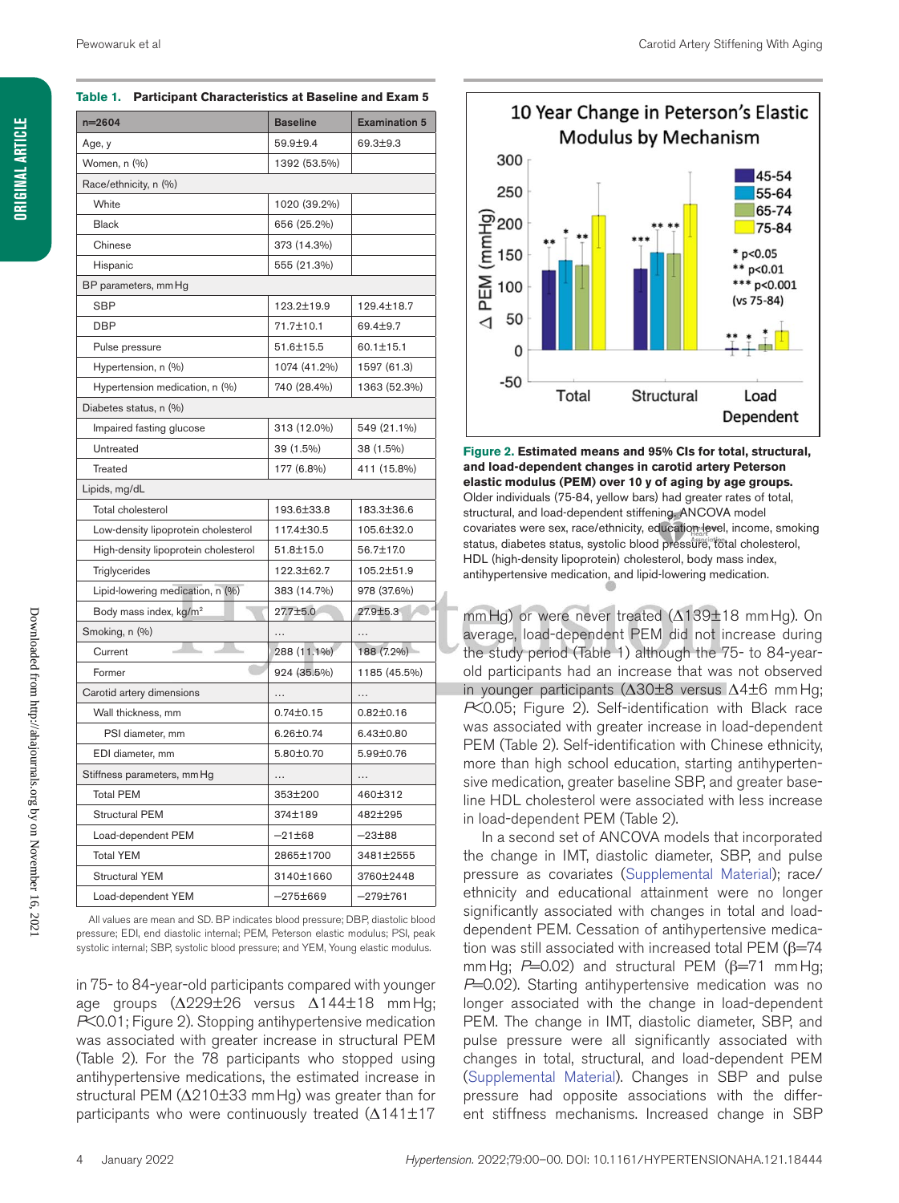**Table 1. Participant Characteristics at Baseline and Exam 5**

| n=2604 | Baseline | Examination 5 |
|---|---|---|
| Age, y | 59.9±9.4 | 69.3±9.3 |
| Women, n (%) | 1392 (53.5%) | |
| Race/ethnicity, n (%) | | |
| White | 1020 (39.2%) | |
| Black | 656 (25.2%) | |
| Chinese | 373 (14.3%) | |
| Hispanic | 555 (21.3%) | |
| BP parameters, mm Hg | | |
| SBP | 123.2±19.9 | 129.4±18.7 |
| DBP | 71.7±10.1 | 69.4±9.7 |
| Pulse pressure | 51.6±15.5 | 60.1±15.1 |
| Hypertension, n (%) | 1074 (41.2%) | 1597 (61.3) |
| Hypertension medication, n (%) | 740 (28.4%) | 1363 (52.3%) |
| Diabetes status, n (%) | | |
| Impaired fasting glucose | 313 (12.0%) | 549 (21.1%) |
| Untreated | 39 (1.5%) | 38 (1.5%) |
| Treated | 177 (6.8%) | 411 (15.8%) |
| Lipids, mg/dL | | |
| Total cholesterol | 193.6±33.8 | 183.3±36.6 |
| Low-density lipoprotein cholesterol | 117.4±30.5 | 105.6±32.0 |
| High-density lipoprotein cholesterol | 51.8±15.0 | 56.7±17.0 |
| Triglycerides | 122.3±62.7 | 105.2±51.9 |
| Lipid-lowering medication, n (%) | 383 (14.7%) | 978 (37.6%) |
| Body mass index, kg/m² | 27.7±5.0 | 27.9±5.3 |
| Smoking, n (%) | … | … |
| Current | 288 (11.1%) | 188 (7.2%) |
| Former | 924 (35.5%) | 1185 (45.5%) |
| Carotid artery dimensions | … | … |
| Wall thickness, mm | 0.74±0.15 | 0.82±0.16 |
| PSI diameter, mm | 6.26±0.74 | 6.43±0.80 |
| EDI diameter, mm | 5.80±0.70 | 5.99±0.76 |
| Stiffness parameters, mm Hg | … | … |
| Total PEM | 353±200 | 460±312 |
| Structural PEM | 374±189 | 482±295 |
| Load-dependent PEM | −21±68 | −23±88 |
| Total YEM | 2865±1700 | 3481±2555 |
| Structural YEM | 3140±1660 | 3760±2448 |
| Load-dependent YEM | −275±669 | −279±761 |

All values are mean and SD. BP indicates blood pressure; DBP, diastolic blood pressure; EDI, end diastolic internal; PEM, Peterson elastic modulus; PSI, peak systolic internal; SBP, systolic blood pressure; and YEM, Young elastic modulus.

in 75- to 84-year-old participants compared with younger age groups (Δ229±26 versus Δ144±18 mm Hg; $P$<0.01; Figure 2). Stopping antihypertensive medication was associated with greater increase in structural PEM (Table 2). For the 78 participants who stopped using antihypertensive medications, the estimated increase in structural PEM (Δ210±33 mm Hg) was greater than for participants who were continuously treated (Δ141±17 mm Hg) or were never treated (Δ139±18 mm Hg). On average, load-dependent PEM did not increase during the study period (Table 1) although the 75- to 84-year-old participants had an increase that was not observed in younger participants (Δ30±8 versus Δ4±6 mm Hg; $P$<0.05; Figure 2). Self-identification with Black race was associated with greater increase in load-dependent PEM (Table 2). Self-identification with Chinese ethnicity, more than high school education, starting antihypertensive medication, greater baseline SBP, and greater baseline HDL cholesterol were associated with less increase in load-dependent PEM (Table 2).

**Figure 2. Estimated means and 95% CIs for total, structural, and load-dependent changes in carotid artery Peterson elastic modulus (PEM) over 10 y of aging by age groups.** Older individuals (75-84, yellow bars) had greater rates of total, structural, and load-dependent stiffening. ANCOVA model covariates were sex, race/ethnicity, education level, income, smoking status, diabetes status, systolic blood pressure, total cholesterol, HDL (high-density lipoprotein) cholesterol, body mass index, antihypertensive medication, and lipid-lowering medication.

In a second set of ANCOVA models that incorporated the change in IMT, diastolic diameter, SBP, and pulse pressure as covariates (Supplemental Material); race/ethnicity and educational attainment were no longer significantly associated with changes in total and load-dependent PEM. Cessation of antihypertensive medication was still associated with increased total PEM (β=74 mm Hg; $P$=0.02) and structural PEM (β=71 mm Hg; $P$=0.02). Starting antihypertensive medication was no longer associated with the change in load-dependent PEM. The change in IMT, diastolic diameter, SBP, and pulse pressure were all significantly associated with changes in total, structural, and load-dependent PEM (Supplemental Material). Changes in SBP and pulse pressure had opposite associations with the different stiffness mechanisms. Increased change in SBP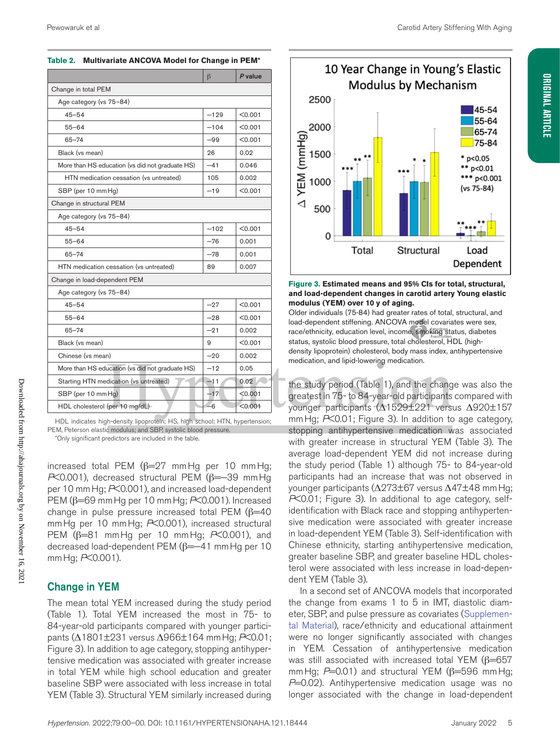**Table 2. Multivariate ANCOVA Model for Change in PEM***

| | β | *P* value |
|---|---|---|
| Change in total PEM | | |
| Age category (vs 75–84) | | |
| 45–54 | −129 | <0.001 |
| 55–64 | −104 | <0.001 |
| 65–74 | −99 | <0.001 |
| Black (vs mean) | 26 | 0.02 |
| More than HS education (vs did not graduate HS) | −41 | 0.046 |
| HTN medication cessation (vs untreated) | 105 | 0.002 |
| SBP (per 10 mm Hg) | −19 | <0.001 |
| Change in structural PEM | | |
| Age category (vs 75–84) | | |
| 45–54 | −102 | <0.001 |
| 55–64 | −76 | 0.001 |
| 65–74 | −78 | 0.001 |
| HTN medication cessation (vs untreated) | 89 | 0.007 |
| Change in load-dependent PEM | | |
| Age category (vs 75–84) | | |
| 45–54 | −27 | <0.001 |
| 55–64 | −28 | <0.001 |
| 65–74 | −21 | 0.002 |
| Black (vs mean) | 9 | <0.001 |
| Chinese (vs mean) | −20 | 0.002 |
| More than HS education (vs did not graduate HS) | −12 | 0.05 |
| Starting HTN medication (vs untreated) | −11 | 0.02 |
| SBP (per 10 mm Hg) | −17 | <0.001 |
| HDL cholesterol (per 10 mg/dL) | −6 | <0.001 |

HDL indicates high-density lipoprotein; HS, high school; HTN, hypertension; PEM, Peterson elastic modulus; and SBP, systolic blood pressure.
*Only significant predictors are included in the table.

increased total PEM (β=27 mm Hg per 10 mm Hg; $P$<0.001), decreased structural PEM (β=−39 mm Hg per 10 mm Hg; $P$<0.001), and increased load-dependent PEM (β=69 mm Hg per 10 mm Hg; $P$<0.001). Increased change in pulse pressure increased total PEM (β=40 mm Hg per 10 mm Hg; $P$<0.001), increased structural PEM (β=81 mm Hg per 10 mm Hg; $P$<0.001), and decreased load-dependent PEM (β=−41 mm Hg per 10 mm Hg; $P$<0.001).

## Change in YEM

The mean total YEM increased during the study period (Table 1). Total YEM increased the most in 75- to 84-year-old participants compared with younger participants (Δ1801±231 versus Δ966±164 mm Hg; $P$<0.01; Figure 3). In addition to age category, stopping antihypertensive medication was associated with greater increase in total YEM while high school education and greater baseline SBP were associated with less increase in total YEM (Table 3). Structural YEM similarly increased during the study period (Table 1), and the change was also the greatest in 75- to 84-year-old participants compared with younger participants (Δ1529±221 versus Δ920±157 mm Hg; $P$<0.01; Figure 3). In addition to age category, stopping antihypertensive medication was associated with greater increase in structural YEM (Table 3). The average load-dependent YEM did not increase during the study period (Table 1) although 75- to 84-year-old participants had an increase that was not observed in younger participants (Δ273±67 versus Δ47±48 mm Hg; $P$<0.01; Figure 3). In additional to age category, self-identification with Black race and stopping antihypertensive medication were associated with greater increase in load-dependent YEM (Table 3). Self-identification with Chinese ethnicity, starting antihypertensive medication, greater baseline SBP, and greater baseline HDL cholesterol were associated with less increase in load-dependent YEM (Table 3).

**Figure 3. Estimated means and 95% CIs for total, structural, and load-dependent changes in carotid artery Young elastic modulus (YEM) over 10 y of aging.**
Older individuals (75-84) had greater rates of total, structural, and load-dependent stiffening. ANCOVA model covariates were sex, race/ethnicity, education level, income, smoking status, diabetes status, systolic blood pressure, total cholesterol, HDL (high-density lipoprotein) cholesterol, body mass index, antihypertensive medication, and lipid-lowering medication.

In a second set of ANCOVA models that incorporated the change from exams 1 to 5 in IMT, diastolic diameter, SBP, and pulse pressure as covariates (Supplemental Material), race/ethnicity and educational attainment were no longer significantly associated with changes in YEM. Cessation of antihypertensive medication was still associated with increased total YEM (β=657 mm Hg; $P$=0.01) and structural YEM (β=596 mm Hg; $P$=0.02). Antihypertensive medication usage was no longer associated with the change in load-dependent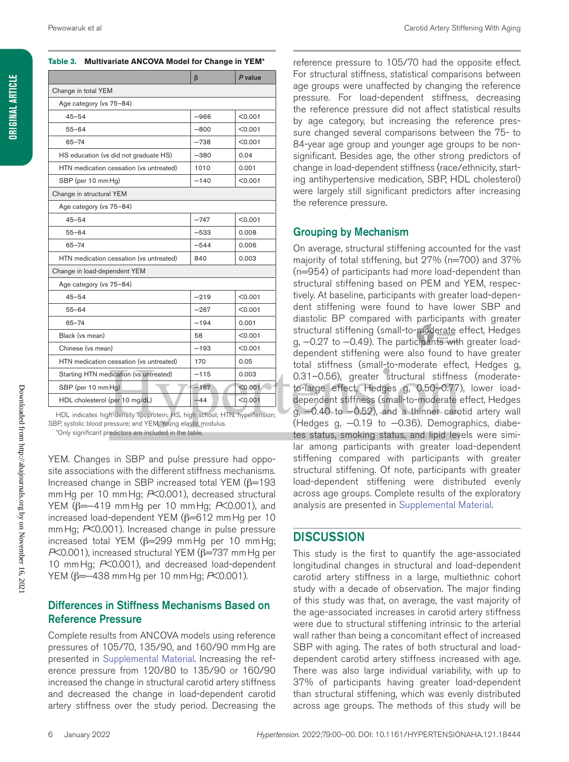**Table 3. Multivariate ANCOVA Model for Change in YEM***

| | β | P value |
|---|---|---|
| Change in total YEM | | |
| Age category (vs 75–84) | | |
| 45–54 | −966 | <0.001 |
| 55–64 | −800 | <0.001 |
| 65–74 | −738 | <0.001 |
| HS education (vs did not graduate HS) | −380 | 0.04 |
| HTN medication cessation (vs untreated) | 1010 | 0.001 |
| SBP (per 10 mm Hg) | −140 | <0.001 |
| Change in structural YEM | | |
| Age category (vs 75–84) | | |
| 45–54 | −747 | <0.001 |
| 55–64 | −533 | 0.008 |
| 65–74 | −544 | 0.006 |
| HTN medication cessation (vs untreated) | 840 | 0.003 |
| Change in load-dependent YEM | | |
| Age category (vs 75–84) | | |
| 45–54 | −219 | <0.001 |
| 55–64 | −267 | <0.001 |
| 65–74 | −194 | 0.001 |
| Black (vs mean) | 58 | <0.001 |
| Chinese (vs mean) | −193 | <0.001 |
| HTN medication cessation (vs untreated) | 170 | 0.05 |
| Starting HTN medication (vs untreated) | −115 | 0.003 |
| SBP (per 10 mm Hg) | −167 | <0.001 |
| HDL cholesterol (per 10 mg/dL) | −44 | <0.001 |

HDL indicates high-density lipoprotein; HS, high school; HTN, hypertension; SBP, systolic blood pressure; and YEM, Young elastic modulus.

*Only significant predictors are included in the table.

YEM. Changes in SBP and pulse pressure had opposite associations with the different stiffness mechanisms. Increased change in SBP increased total YEM (β=193 mm Hg per 10 mm Hg; $P<0.001$), decreased structural YEM (β=−419 mm Hg per 10 mm Hg; $P<0.001$), and increased load-dependent YEM (β=612 mm Hg per 10 mm Hg; $P<0.001$). Increased change in pulse pressure increased total YEM (β=299 mm Hg per 10 mm Hg; $P<0.001$), increased structural YEM (β=737 mm Hg per 10 mm Hg; $P<0.001$), and decreased load-dependent YEM (β=−438 mm Hg per 10 mm Hg; $P<0.001$).

## Differences in Stiffness Mechanisms Based on Reference Pressure

Complete results from ANCOVA models using reference pressures of 105/70, 135/90, and 160/90 mm Hg are presented in Supplemental Material. Increasing the reference pressure from 120/80 to 135/90 or 160/90 increased the change in structural carotid artery stiffness and decreased the change in load-dependent carotid artery stiffness over the study period. Decreasing the reference pressure to 105/70 had the opposite effect. For structural stiffness, statistical comparisons between age groups were unaffected by changing the reference pressure. For load-dependent stiffness, decreasing the reference pressure did not affect statistical results by age category, but increasing the reference pressure changed several comparisons between the 75- to 84-year age group and younger age groups to be nonsignificant. Besides age, the other strong predictors of change in load-dependent stiffness (race/ethnicity, starting antihypertensive medication, SBP, HDL cholesterol) were largely still significant predictors after increasing the reference pressure.

## Grouping by Mechanism

On average, structural stiffening accounted for the vast majority of total stiffening, but 27% (n=700) and 37% (n=954) of participants had more load-dependent than structural stiffening based on PEM and YEM, respectively. At baseline, participants with greater load-dependent stiffening were found to have lower SBP and diastolic BP compared with participants with greater structural stiffening (small-to-moderate effect, Hedges g, −0.27 to −0.49). The participants with greater load-dependent stiffening were also found to have greater total stiffness (small-to-moderate effect, Hedges g, 0.31–0.56), greater structural stiffness (moderate-to-large effect, Hedges g, 0.50–0.77), lower load-dependent stiffness (small-to-moderate effect, Hedges g, −0.40 to −0.52), and a thinner carotid artery wall (Hedges g, −0.19 to −0.36). Demographics, diabetes status, smoking status, and lipid levels were similar among participants with greater load-dependent stiffening compared with participants with greater structural stiffening. Of note, participants with greater load-dependent stiffening were distributed evenly across age groups. Complete results of the exploratory analysis are presented in Supplemental Material.

## DISCUSSION

This study is the first to quantify the age-associated longitudinal changes in structural and load-dependent carotid artery stiffness in a large, multiethnic cohort study with a decade of observation. The major finding of this study was that, on average, the vast majority of the age-associated increases in carotid artery stiffness were due to structural stiffening intrinsic to the arterial wall rather than being a concomitant effect of increased SBP with aging. The rates of both structural and load-dependent carotid artery stiffness increased with age. There was also large individual variability, with up to 37% of participants having greater load-dependent than structural stiffening, which was evenly distributed across age groups. The methods of this study will be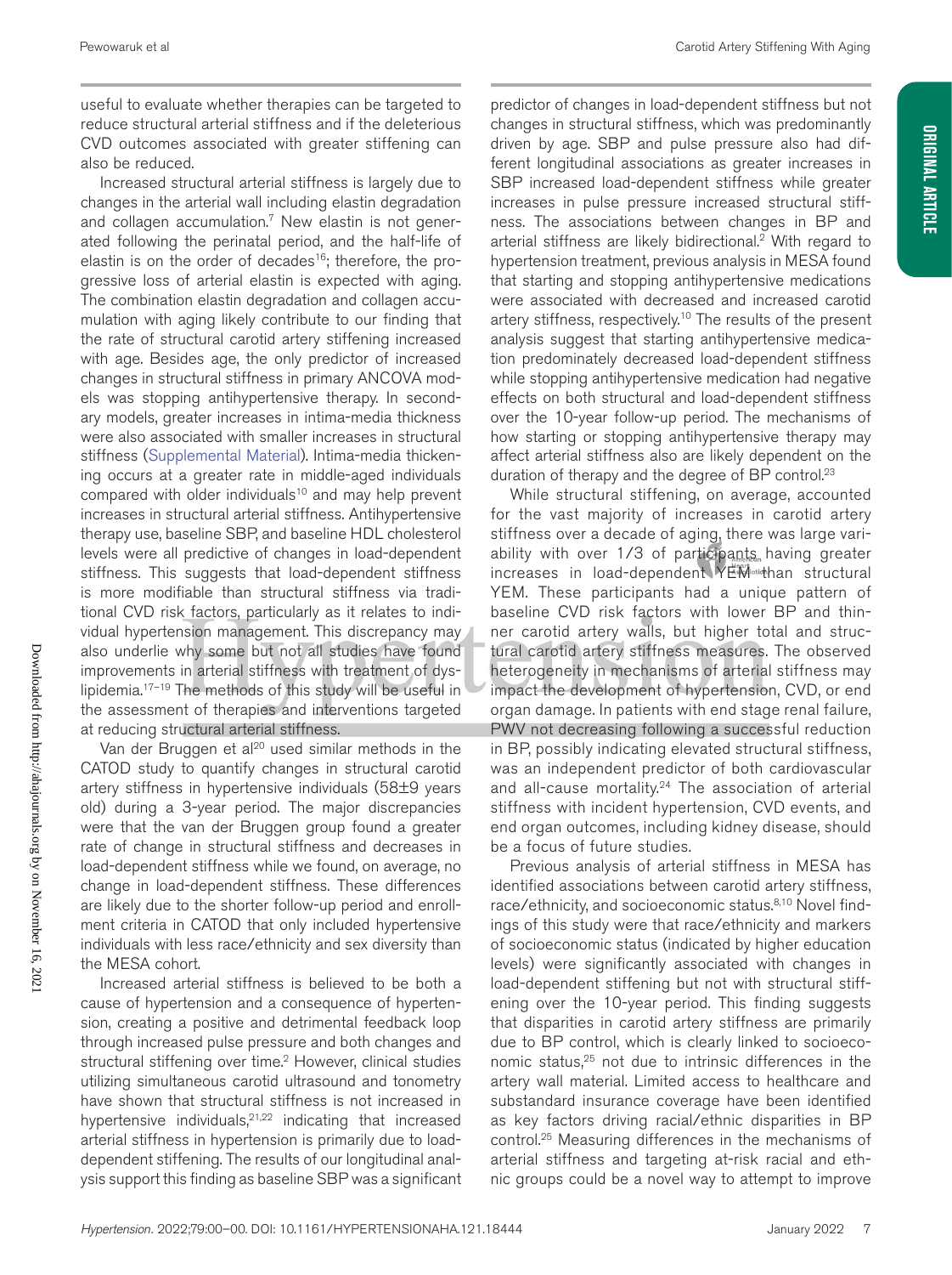useful to evaluate whether therapies can be targeted to reduce structural arterial stiffness and if the deleterious CVD outcomes associated with greater stiffening can also be reduced.

Increased structural arterial stiffness is largely due to changes in the arterial wall including elastin degradation and collagen accumulation.[7] New elastin is not generated following the perinatal period, and the half-life of elastin is on the order of decades[16]; therefore, the progressive loss of arterial elastin is expected with aging. The combination elastin degradation and collagen accumulation with aging likely contribute to our finding that the rate of structural carotid artery stiffening increased with age. Besides age, the only predictor of increased changes in structural stiffness in primary ANCOVA models was stopping antihypertensive therapy. In secondary models, greater increases in intima-media thickness were also associated with smaller increases in structural stiffness (Supplemental Material). Intima-media thickening occurs at a greater rate in middle-aged individuals compared with older individuals[10] and may help prevent increases in structural arterial stiffness. Antihypertensive therapy use, baseline SBP, and baseline HDL cholesterol levels were all predictive of changes in load-dependent stiffness. This suggests that load-dependent stiffness is more modifiable than structural stiffness via traditional CVD risk factors, particularly as it relates to individual hypertension management. This discrepancy may also underlie why some but not all studies have found improvements in arterial stiffness with treatment of dyslipidemia.[17–19] The methods of this study will be useful in the assessment of therapies and interventions targeted at reducing structural arterial stiffness.

Van der Bruggen et al[20] used similar methods in the CATOD study to quantify changes in structural carotid artery stiffness in hypertensive individuals (58±9 years old) during a 3-year period. The major discrepancies were that the van der Bruggen group found a greater rate of change in structural stiffness and decreases in load-dependent stiffness while we found, on average, no change in load-dependent stiffness. These differences are likely due to the shorter follow-up period and enrollment criteria in CATOD that only included hypertensive individuals with less race/ethnicity and sex diversity than the MESA cohort.

Increased arterial stiffness is believed to be both a cause of hypertension and a consequence of hypertension, creating a positive and detrimental feedback loop through increased pulse pressure and both changes and structural stiffening over time.[2] However, clinical studies utilizing simultaneous carotid ultrasound and tonometry have shown that structural stiffness is not increased in hypertensive individuals,[21,22] indicating that increased arterial stiffness in hypertension is primarily due to load-dependent stiffening. The results of our longitudinal analysis support this finding as baseline SBP was a significant predictor of changes in load-dependent stiffness but not changes in structural stiffness, which was predominantly driven by age. SBP and pulse pressure also had different longitudinal associations as greater increases in SBP increased load-dependent stiffness while greater increases in pulse pressure increased structural stiffness. The associations between changes in BP and arterial stiffness are likely bidirectional.[2] With regard to hypertension treatment, previous analysis in MESA found that starting and stopping antihypertensive medications were associated with decreased and increased carotid artery stiffness, respectively.[10] The results of the present analysis suggest that starting antihypertensive medication predominately decreased load-dependent stiffness while stopping antihypertensive medication had negative effects on both structural and load-dependent stiffness over the 10-year follow-up period. The mechanisms of how starting or stopping antihypertensive therapy may affect arterial stiffness also are likely dependent on the duration of therapy and the degree of BP control.[23]

While structural stiffening, on average, accounted for the vast majority of increases in carotid artery stiffness over a decade of aging, there was large variability with over 1/3 of participants having greater increases in load-dependent YEM than structural YEM. These participants had a unique pattern of baseline CVD risk factors with lower BP and thinner carotid artery walls, but higher total and structural carotid artery stiffness measures. The observed heterogeneity in mechanisms of arterial stiffness may impact the development of hypertension, CVD, or end organ damage. In patients with end stage renal failure, PWV not decreasing following a successful reduction in BP, possibly indicating elevated structural stiffness, was an independent predictor of both cardiovascular and all-cause mortality.[24] The association of arterial stiffness with incident hypertension, CVD events, and end organ outcomes, including kidney disease, should be a focus of future studies.

Previous analysis of arterial stiffness in MESA has identified associations between carotid artery stiffness, race/ethnicity, and socioeconomic status.[8,10] Novel findings of this study were that race/ethnicity and markers of socioeconomic status (indicated by higher education levels) were significantly associated with changes in load-dependent stiffening but not with structural stiffening over the 10-year period. This finding suggests that disparities in carotid artery stiffness are primarily due to BP control, which is clearly linked to socioeconomic status,[25] not due to intrinsic differences in the artery wall material. Limited access to healthcare and substandard insurance coverage have been identified as key factors driving racial/ethnic disparities in BP control.[25] Measuring differences in the mechanisms of arterial stiffness and targeting at-risk racial and ethnic groups could be a novel way to attempt to improve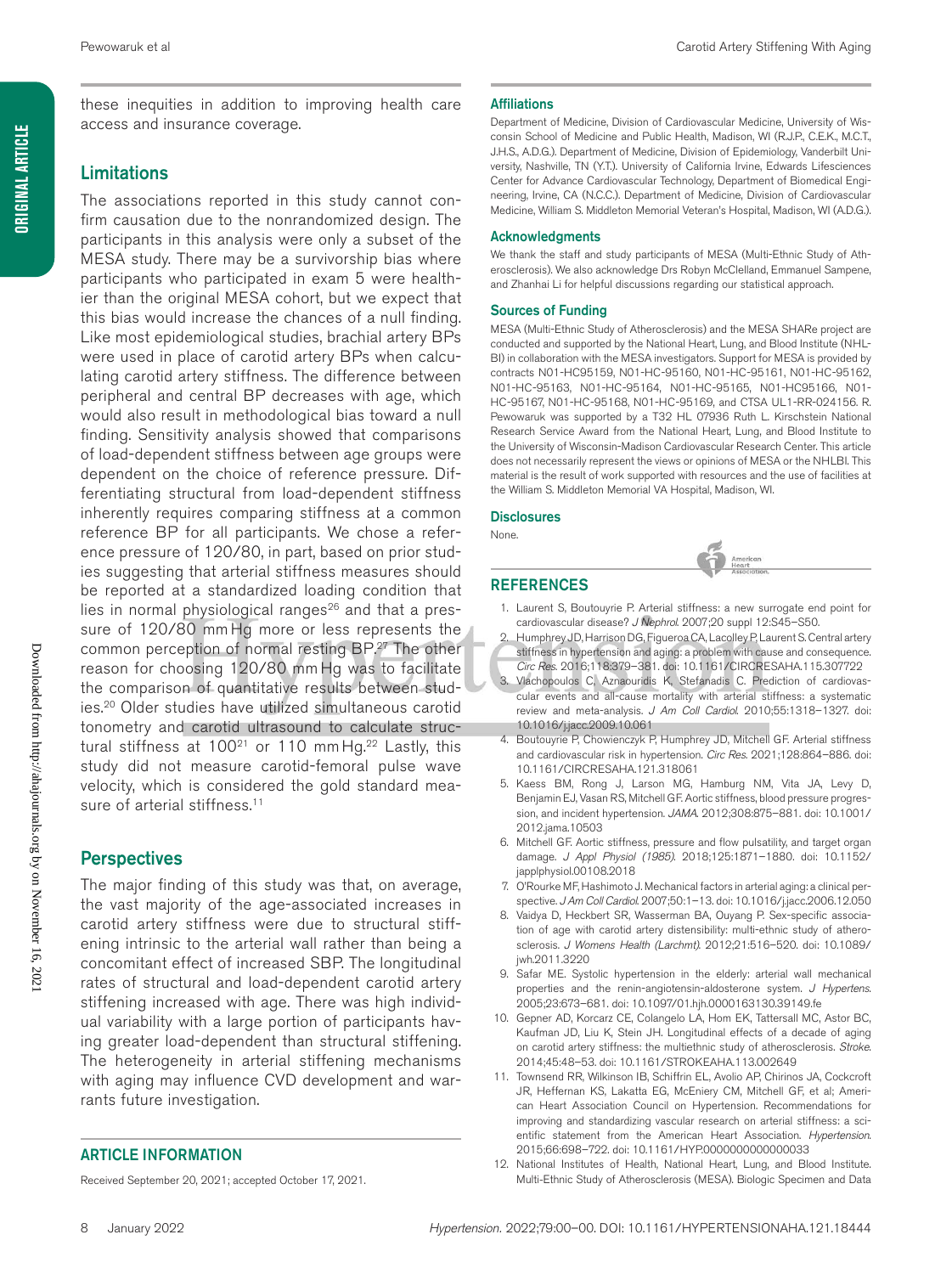these inequities in addition to improving health care access and insurance coverage.

## Limitations

The associations reported in this study cannot confirm causation due to the nonrandomized design. The participants in this analysis were only a subset of the MESA study. There may be a survivorship bias where participants who participated in exam 5 were healthier than the original MESA cohort, but we expect that this bias would increase the chances of a null finding. Like most epidemiological studies, brachial artery BPs were used in place of carotid artery BPs when calculating carotid artery stiffness. The difference between peripheral and central BP decreases with age, which would also result in methodological bias toward a null finding. Sensitivity analysis showed that comparisons of load-dependent stiffness between age groups were dependent on the choice of reference pressure. Differentiating structural from load-dependent stiffness inherently requires comparing stiffness at a common reference BP for all participants. We chose a reference pressure of 120/80, in part, based on prior studies suggesting that arterial stiffness measures should be reported at a standardized loading condition that lies in normal physiological ranges[26] and that a pressure of 120/80 mm Hg more or less represents the common perception of normal resting BP.[27] The other reason for choosing 120/80 mm Hg was to facilitate the comparison of quantitative results between studies.[20] Older studies have utilized simultaneous carotid tonometry and carotid ultrasound to calculate structural stiffness at 100[21] or 110 mm Hg.[22] Lastly, this study did not measure carotid-femoral pulse wave velocity, which is considered the gold standard measure of arterial stiffness.[11]

## Perspectives

The major finding of this study was that, on average, the vast majority of the age-associated increases in carotid artery stiffness were due to structural stiffening intrinsic to the arterial wall rather than being a concomitant effect of increased SBP. The longitudinal rates of structural and load-dependent carotid artery stiffening increased with age. There was high individual variability with a large portion of participants having greater load-dependent than structural stiffening. The heterogeneity in arterial stiffening mechanisms with aging may influence CVD development and warrants future investigation.

## ARTICLE INFORMATION

Received September 20, 2021; accepted October 17, 2021.

### Affiliations

Department of Medicine, Division of Cardiovascular Medicine, University of Wisconsin School of Medicine and Public Health, Madison, WI (R.J.P., C.E.K., M.C.T., J.H.S., A.D.G.). Department of Medicine, Division of Epidemiology, Vanderbilt University, Nashville, TN (Y.T.). University of California Irvine, Edwards Lifesciences Center for Advance Cardiovascular Technology, Department of Biomedical Engineering, Irvine, CA (N.C.C.). Department of Medicine, Division of Cardiovascular Medicine, William S. Middleton Memorial Veteran's Hospital, Madison, WI (A.D.G.).

### Acknowledgments

We thank the staff and study participants of MESA (Multi-Ethnic Study of Atherosclerosis). We also acknowledge Drs Robyn McClelland, Emmanuel Sampene, and Zhanhai Li for helpful discussions regarding our statistical approach.

### Sources of Funding

MESA (Multi-Ethnic Study of Atherosclerosis) and the MESA SHARe project are conducted and supported by the National Heart, Lung, and Blood Institute (NHLBI) in collaboration with the MESA investigators. Support for MESA is provided by contracts N01-HC95159, N01-HC-95160, N01-HC-95161, N01-HC-95162, N01-HC-95163, N01-HC-95164, N01-HC-95165, N01-HC95166, N01-HC-95167, N01-HC-95168, N01-HC-95169, and CTSA UL1-RR-024156. R. Pewowaruk was supported by a T32 HL 07936 Ruth L. Kirschstein National Research Service Award from the National Heart, Lung, and Blood Institute to the University of Wisconsin-Madison Cardiovascular Research Center. This article does not necessarily represent the views or opinions of MESA or the NHLBI. This material is the result of work supported with resources and the use of facilities at the William S. Middleton Memorial VA Hospital, Madison, WI.

### Disclosures

None.

## REFERENCES

1. Laurent S, Boutouyrie P. Arterial stiffness: a new surrogate end point for cardiovascular disease? *J Nephrol.* 2007;20 suppl 12:S45–S50.
2. Humphrey JD, Harrison DG, Figueroa CA, Lacolley P, Laurent S. Central artery stiffness in hypertension and aging: a problem with cause and consequence. *Circ Res.* 2016;118:379–381. doi: 10.1161/CIRCRESAHA.115.307722
3. Vlachopoulos C, Aznaouridis K, Stefanadis C. Prediction of cardiovascular events and all-cause mortality with arterial stiffness: a systematic review and meta-analysis. *J Am Coll Cardiol.* 2010;55:1318–1327. doi: 10.1016/j.jacc.2009.10.061
4. Boutouyrie P, Chowienczyk P, Humphrey JD, Mitchell GF. Arterial stiffness and cardiovascular risk in hypertension. *Circ Res.* 2021;128:864–886. doi: 10.1161/CIRCRESAHA.121.318061
5. Kaess BM, Rong J, Larson MG, Hamburg NM, Vita JA, Levy D, Benjamin EJ, Vasan RS, Mitchell GF. Aortic stiffness, blood pressure progression, and incident hypertension. *JAMA.* 2012;308:875–881. doi: 10.1001/2012.jama.10503
6. Mitchell GF. Aortic stiffness, pressure and flow pulsatility, and target organ damage. *J Appl Physiol (1985).* 2018;125:1871–1880. doi: 10.1152/japplphysiol.00108.2018
7. O'Rourke MF, Hashimoto J. Mechanical factors in arterial aging: a clinical perspective. *J Am Coll Cardiol.* 2007;50:1–13. doi: 10.1016/j.jacc.2006.12.050
8. Vaidya D, Heckbert SR, Wasserman BA, Ouyang P. Sex-specific association of age with carotid artery distensibility: multi-ethnic study of atherosclerosis. *J Womens Health (Larchmt).* 2012;21:516–520. doi: 10.1089/jwh.2011.3220
9. Safar ME. Systolic hypertension in the elderly: arterial wall mechanical properties and the renin-angiotensin-aldosterone system. *J Hypertens.* 2005;23:673–681. doi: 10.1097/01.hjh.0000163130.39149.fe
10. Gepner AD, Korcarz CE, Colangelo LA, Hom EK, Tattersall MC, Astor BC, Kaufman JD, Liu K, Stein JH. Longitudinal effects of a decade of aging on carotid artery stiffness: the multiethnic study of atherosclerosis. *Stroke.* 2014;45:48–53. doi: 10.1161/STROKEAHA.113.002649
11. Townsend RR, Wilkinson IB, Schiffrin EL, Avolio AP, Chirinos JA, Cockcroft JR, Heffernan KS, Lakatta EG, McEniery CM, Mitchell GF, et al; American Heart Association Council on Hypertension. Recommendations for improving and standardizing vascular research on arterial stiffness: a scientific statement from the American Heart Association. *Hypertension.* 2015;66:698–722. doi: 10.1161/HYP.0000000000000033
12. National Institutes of Health, National Heart, Lung, and Blood Institute. Multi-Ethnic Study of Atherosclerosis (MESA). Biologic Specimen and Data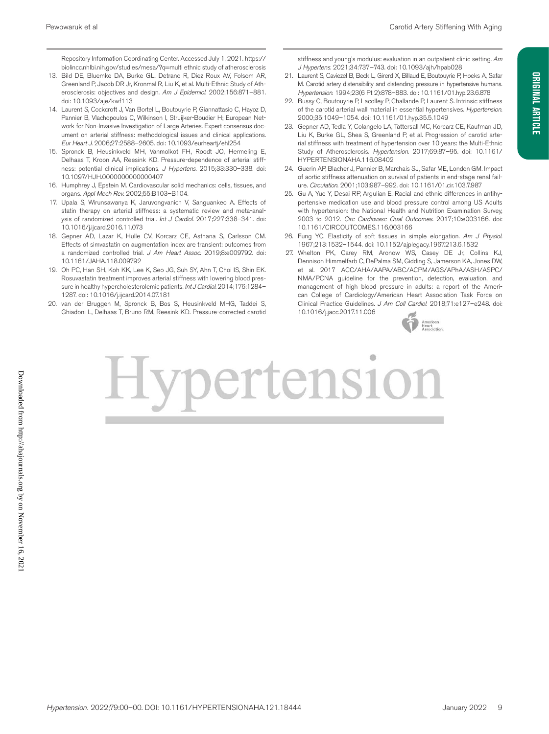Repository Information Coordinating Center. Accessed July 1, 2021. https://biolincc.nhlbi.nih.gov/studies/mesa/?q=multi ethnic study of atherosclerosis

13. Bild DE, Bluemke DA, Burke GL, Detrano R, Diez Roux AV, Folsom AR, Greenland P, Jacob DR Jr, Kronmal R, Liu K, et al. Multi-Ethnic Study of Atherosclerosis: objectives and design. *Am J Epidemiol.* 2002;156:871–881. doi: 10.1093/aje/kwf113
14. Laurent S, Cockcroft J, Van Bortel L, Boutouyrie P, Giannattasio C, Hayoz D, Pannier B, Vlachopoulos C, Wilkinson I, Struijker-Boudier H; European Network for Non-Invasive Investigation of Large Arteries. Expert consensus document on arterial stiffness: methodological issues and clinical applications. *Eur Heart J.* 2006;27:2588–2605. doi: 10.1093/eurheartj/ehl254
15. Spronck B, Heusinkveld MH, Vanmolkot FH, Roodt JO, Hermeling E, Delhaas T, Kroon AA, Reesink KD. Pressure-dependence of arterial stiffness: potential clinical implications. *J Hypertens.* 2015;33:330–338. doi: 10.1097/HJH.0000000000000407
16. Humphrey J, Epstein M. Cardiovascular solid mechanics: cells, tissues, and organs. *Appl Mech Rev.* 2002;55:B103–B104.
17. Upala S, Wirunsawanya K, Jaruvongvanich V, Sanguankeo A. Effects of statin therapy on arterial stiffness: a systematic review and meta-analysis of randomized controlled trial. *Int J Cardiol.* 2017;227:338–341. doi: 10.1016/j.ijcard.2016.11.073
18. Gepner AD, Lazar K, Hulle CV, Korcarz CE, Asthana S, Carlsson CM. Effects of simvastatin on augmentation index are transient: outcomes from a randomized controlled trial. *J Am Heart Assoc.* 2019;8:e009792. doi: 10.1161/JAHA.118.009792
19. Oh PC, Han SH, Koh KK, Lee K, Seo JG, Suh SY, Ahn T, Choi IS, Shin EK. Rosuvastatin treatment improves arterial stiffness with lowering blood pressure in healthy hypercholesterolemic patients. *Int J Cardiol.* 2014;176:1284–1287. doi: 10.1016/j.ijcard.2014.07.181
20. van der Bruggen M, Spronck B, Bos S, Heusinkveld MHG, Taddei S, Ghiadoni L, Delhaas T, Bruno RM, Reesink KD. Pressure-corrected carotid stiffness and young's modulus: evaluation in an outpatient clinic setting. *Am J Hypertens.* 2021;34:737–743. doi: 10.1093/ajh/hpab028
21. Laurent S, Caviezel B, Beck L, Girerd X, Billaud E, Boutouyrie P, Hoeks A, Safar M. Carotid artery distensibility and distending pressure in hypertensive humans. *Hypertension.* 1994;23(6 Pt 2):878–883. doi: 10.1161/01.hyp.23.6.878
22. Bussy C, Boutouyrie P, Lacolley P, Challande P, Laurent S. Intrinsic stiffness of the carotid arterial wall material in essential hypertensives. *Hypertension.* 2000;35:1049–1054. doi: 10.1161/01.hyp.35.5.1049
23. Gepner AD, Tedla Y, Colangelo LA, Tattersall MC, Korcarz CE, Kaufman JD, Liu K, Burke GL, Shea S, Greenland P, et al. Progression of carotid arterial stiffness with treatment of hypertension over 10 years: the Multi-Ethnic Study of Atherosclerosis. *Hypertension.* 2017;69:87–95. doi: 10.1161/HYPERTENSIONAHA.116.08402
24. Guerin AP, Blacher J, Pannier B, Marchais SJ, Safar ME, London GM. Impact of aortic stiffness attenuation on survival of patients in end-stage renal failure. *Circulation.* 2001;103:987–992. doi: 10.1161/01.cir.103.7.987
25. Gu A, Yue Y, Desai RP, Argulian E. Racial and ethnic differences in antihypertensive medication use and blood pressure control among US Adults with hypertension: the National Health and Nutrition Examination Survey, 2003 to 2012. *Circ Cardiovasc Qual Outcomes.* 2017;10:e003166. doi: 10.1161/CIRCOUTCOMES.116.003166
26. Fung YC. Elasticity of soft tissues in simple elongation. *Am J Physiol.* 1967;213:1532–1544. doi: 10.1152/ajplegacy.1967.213.6.1532
27. Whelton PK, Carey RM, Aronow WS, Casey DE Jr, Collins KJ, Dennison Himmelfarb C, DePalma SM, Gidding S, Jamerson KA, Jones DW, et al. 2017 ACC/AHA/AAPA/ABC/ACPM/AGS/APhA/ASH/ASPC/NMA/PCNA guideline for the prevention, detection, evaluation, and management of high blood pressure in adults: a report of the American College of Cardiology/American Heart Association Task Force on Clinical Practice Guidelines. *J Am Coll Cardiol.* 2018;71:e127–e248. doi: 10.1016/j.jacc.2017.11.006